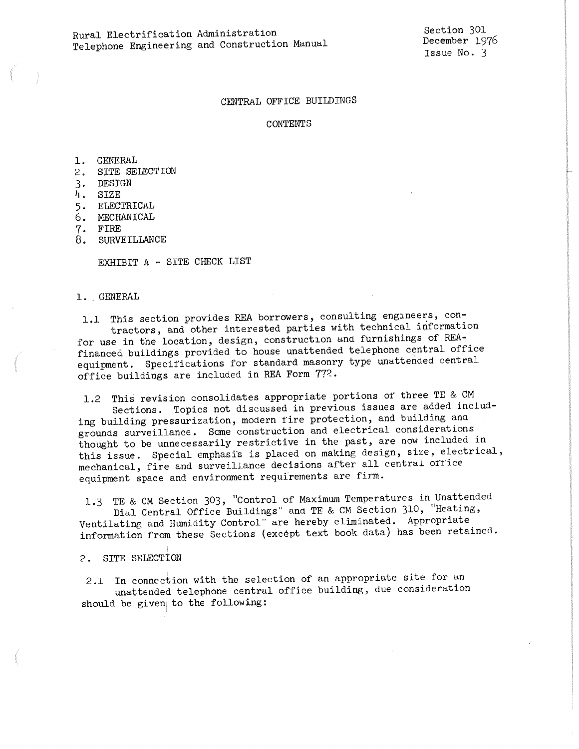Rural Electrification Administration
Telephone Engineering and Construction Manual

Section 301
December 1976
Issue No. 3

# CENTRAL OFFICE BUILDINGS

## CONTENTS

1. GENERAL
2. SITE SELECTION
3. DESIGN
4. SIZE
5. ELECTRICAL
6. MECHANICAL
7. FIRE
8. SURVEILLANCE

EXHIBIT A - SITE CHECK LIST

## 1. GENERAL

1.1 This section provides REA borrowers, consulting engineers, contractors, and other interested parties with technical information for use in the location, design, construction and furnishings of REA-financed buildings provided to house unattended telephone central office equipment. Specifications for standard masonry type unattended central office buildings are included in REA Form 772.

1.2 This revision consolidates appropriate portions of three TE & CM Sections. Topics not discussed in previous issues are added including building pressurization, modern fire protection, and building and grounds surveillance. Some construction and electrical considerations thought to be unnecessarily restrictive in the past, are now included in this issue. Special emphasis is placed on making design, size, electrical, mechanical, fire and surveillance decisions after all central office equipment space and environment requirements are firm.

1.3 TE & CM Section 303, "Control of Maximum Temperatures in Unattended Dial Central Office Buildings" and TE & CM Section 310, "Heating, Ventilating and Humidity Control" are hereby eliminated. Appropriate information from these Sections (except text book data) has been retained.

## 2. SITE SELECTION

2.1 In connection with the selection of an appropriate site for an unattended telephone central office building, due consideration should be given to the following: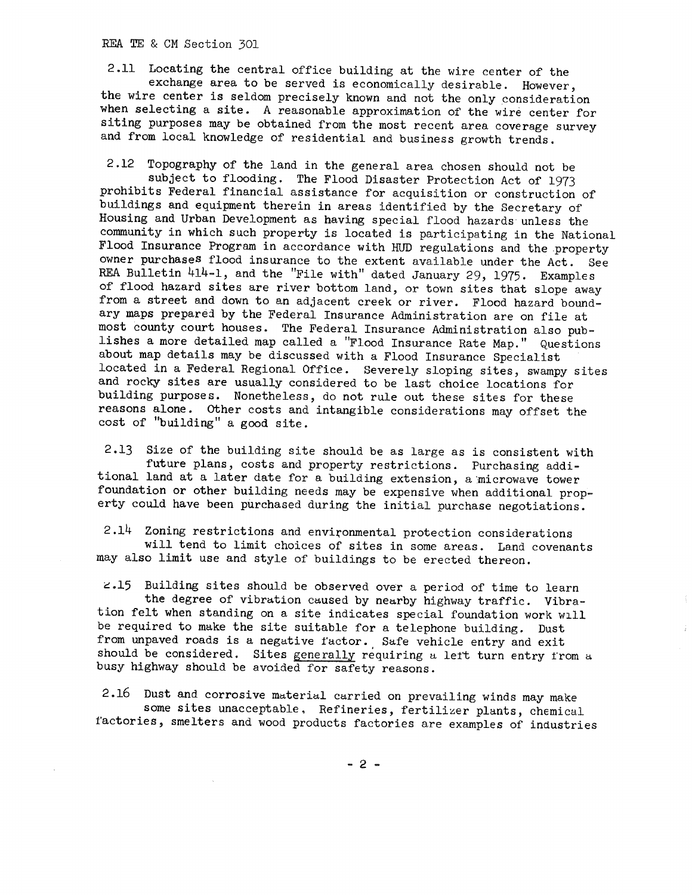2.11 Locating the central office building at the wire center of the exchange area to be served is economically desirable. However, the wire center is seldom precisely known and not the only consideration when selecting a site. A reasonable approximation of the wire center for siting purposes may be obtained from the most recent area coverage survey and from local knowledge of residential and business growth trends.

2.12 Topography of the land in the general area chosen should not be subject to flooding. The Flood Disaster Protection Act of 1973 prohibits Federal financial assistance for acquisition or construction of buildings and equipment therein in areas identified by the Secretary of Housing and Urban Development as having special flood hazards unless the community in which such property is located is participating in the National Flood Insurance Program in accordance with HUD regulations and the property owner purchases flood insurance to the extent available under the Act. See REA Bulletin 414-1, and the "File with" dated January 29, 1975. Examples of flood hazard sites are river bottom land, or town sites that slope away from a street and down to an adjacent creek or river. Flood hazard boundary maps prepared by the Federal Insurance Administration are on file at most county court houses. The Federal Insurance Administration also publishes a more detailed map called a "Flood Insurance Rate Map." Questions about map details may be discussed with a Flood Insurance Specialist located in a Federal Regional Office. Severely sloping sites, swampy sites and rocky sites are usually considered to be last choice locations for building purposes. Nonetheless, do not rule out these sites for these reasons alone. Other costs and intangible considerations may offset the cost of "building" a good site.

2.13 Size of the building site should be as large as is consistent with future plans, costs and property restrictions. Purchasing additional land at a later date for a building extension, a microwave tower foundation or other building needs may be expensive when additional property could have been purchased during the initial purchase negotiations.

2.14 Zoning restrictions and environmental protection considerations will tend to limit choices of sites in some areas. Land covenants may also limit use and style of buildings to be erected thereon.

2.15 Building sites should be observed over a period of time to learn the degree of vibration caused by nearby highway traffic. Vibration felt when standing on a site indicates special foundation work will be required to make the site suitable for a telephone building. Dust from unpaved roads is a negative factor. Safe vehicle entry and exit should be considered. Sites generally requiring a left turn entry from a busy highway should be avoided for safety reasons.

2.16 Dust and corrosive material carried on prevailing winds may make some sites unacceptable. Refineries, fertilizer plants, chemical factories, smelters and wood products factories are examples of industries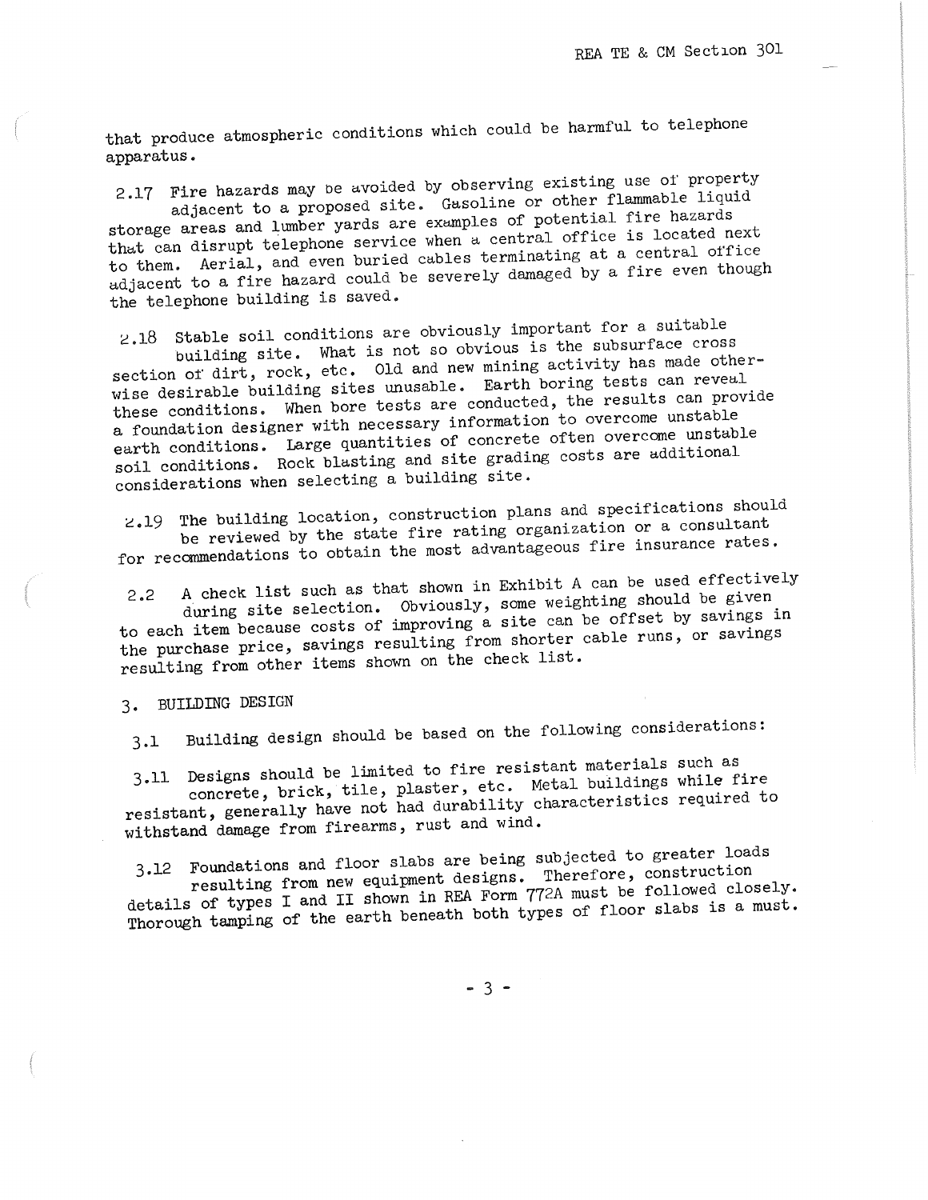that produce atmospheric conditions which could be harmful to telephone apparatus.

2.17 Fire hazards may be avoided by observing existing use of property adjacent to a proposed site. Gasoline or other flammable liquid storage areas and lumber yards are examples of potential fire hazards that can disrupt telephone service when a central office is located next to them. Aerial, and even buried cables terminating at a central office adjacent to a fire hazard could be severely damaged by a fire even though the telephone building is saved.

2.18 Stable soil conditions are obviously important for a suitable building site. What is not so obvious is the subsurface cross section of dirt, rock, etc. Old and new mining activity has made otherwise desirable building sites unusable. Earth boring tests can reveal these conditions. When bore tests are conducted, the results can provide a foundation designer with necessary information to overcome unstable earth conditions. Large quantities of concrete often overcome unstable soil conditions. Rock blasting and site grading costs are additional considerations when selecting a building site.

2.19 The building location, construction plans and specifications should be reviewed by the state fire rating organization or a consultant for recommendations to obtain the most advantageous fire insurance rates.

2.2 A check list such as that shown in Exhibit A can be used effectively during site selection. Obviously, some weighting should be given to each item because costs of improving a site can be offset by savings in the purchase price, savings resulting from shorter cable runs, or savings resulting from other items shown on the check list.

## 3. BUILDING DESIGN

3.1 Building design should be based on the following considerations:

3.11 Designs should be limited to fire resistant materials such as concrete, brick, tile, plaster, etc. Metal buildings while fire resistant, generally have not had durability characteristics required to withstand damage from firearms, rust and wind.

3.12 Foundations and floor slabs are being subjected to greater loads resulting from new equipment designs. Therefore, construction details of types I and II shown in REA Form 772A must be followed closely. Thorough tamping of the earth beneath both types of floor slabs is a must.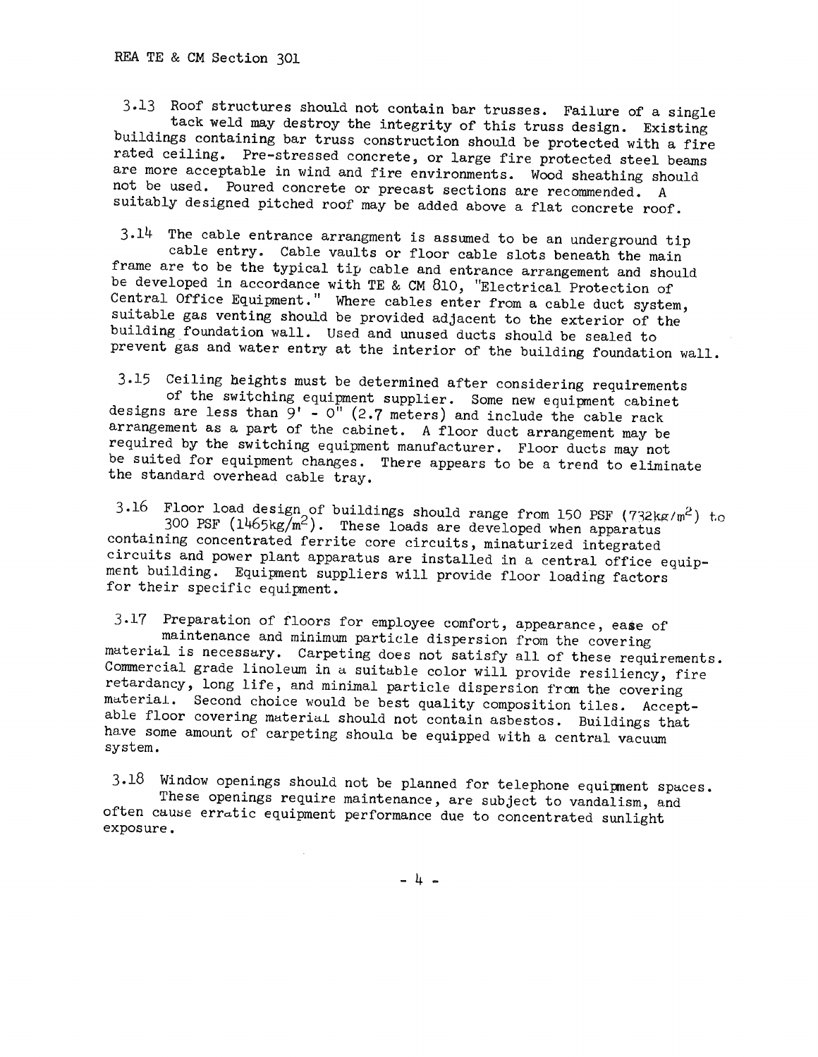3.13 Roof structures should not contain bar trusses. Failure of a single tack weld may destroy the integrity of this truss design. Existing buildings containing bar truss construction should be protected with a fire rated ceiling. Pre-stressed concrete, or large fire protected steel beams are more acceptable in wind and fire environments. Wood sheathing should not be used. Poured concrete or precast sections are recommended. A suitably designed pitched roof may be added above a flat concrete roof.

3.14 The cable entrance arrangment is assumed to be an underground tip cable entry. Cable vaults or floor cable slots beneath the main frame are to be the typical tip cable and entrance arrangement and should be developed in accordance with TE & CM 810, "Electrical Protection of Central Office Equipment." Where cables enter from a cable duct system, suitable gas venting should be provided adjacent to the exterior of the building foundation wall. Used and unused ducts should be sealed to prevent gas and water entry at the interior of the building foundation wall.

3.15 Ceiling heights must be determined after considering requirements of the switching equipment supplier. Some new equipment cabinet designs are less than 9' - 0" (2.7 meters) and include the cable rack arrangement as a part of the cabinet. A floor duct arrangement may be required by the switching equipment manufacturer. Floor ducts may not be suited for equipment changes. There appears to be a trend to eliminate the standard overhead cable tray.

3.16 Floor load design of buildings should range from 150 PSF (732kg/$m^2$) to 300 PSF (1465kg/$m^2$). These loads are developed when apparatus containing concentrated ferrite core circuits, minaturized integrated circuits and power plant apparatus are installed in a central office equipment building. Equipment suppliers will provide floor loading factors for their specific equipment.

3.17 Preparation of floors for employee comfort, appearance, ease of maintenance and minimum particle dispersion from the covering material is necessary. Carpeting does not satisfy all of these requirements. Commercial grade linoleum in a suitable color will provide resiliency, fire retardancy, long life, and minimal particle dispersion from the covering material. Second choice would be best quality composition tiles. Acceptable floor covering material should not contain asbestos. Buildings that have some amount of carpeting should be equipped with a central vacuum system.

3.18 Window openings should not be planned for telephone equipment spaces. These openings require maintenance, are subject to vandalism, and often cause erratic equipment performance due to concentrated sunlight exposure.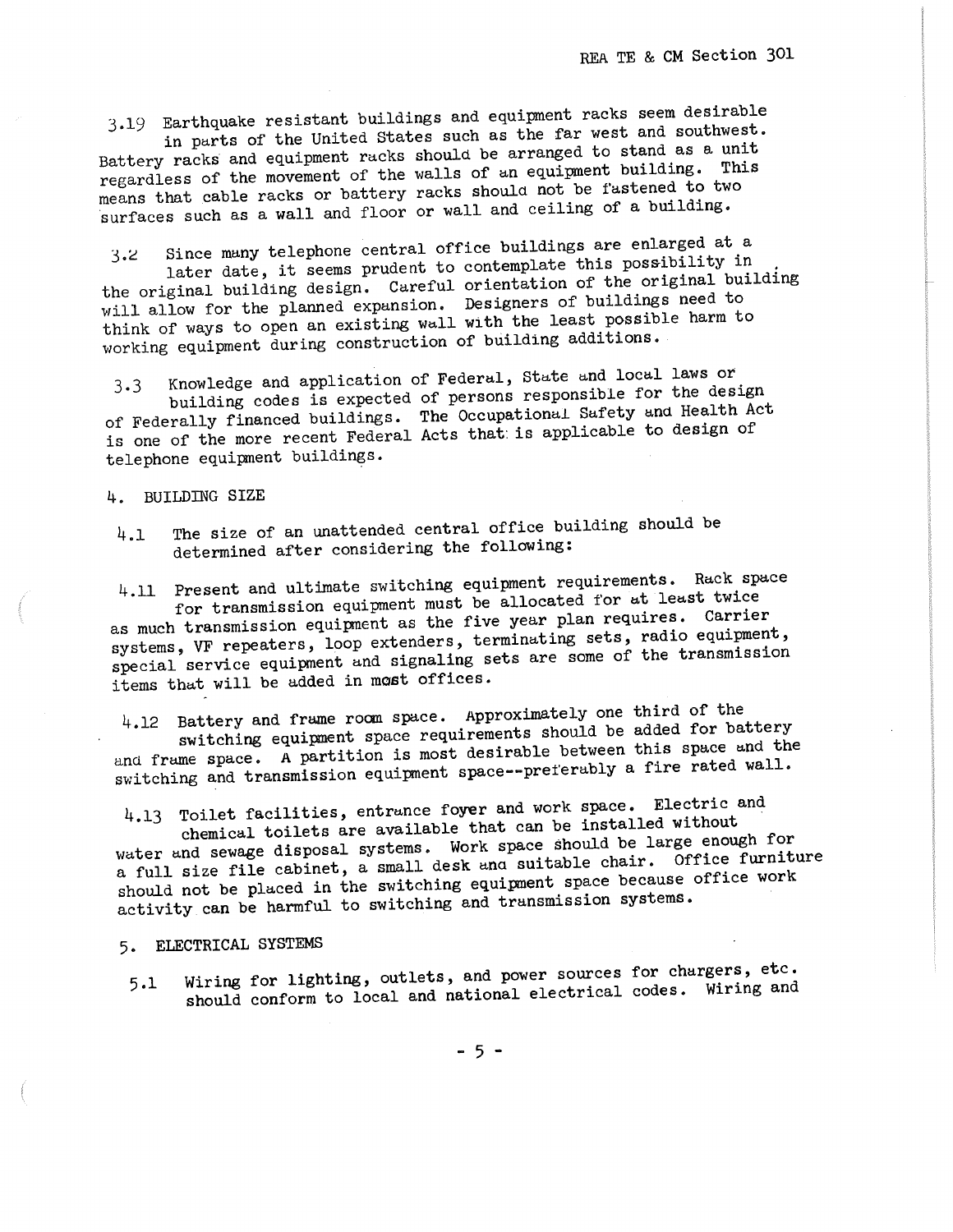3.19 Earthquake resistant buildings and equipment racks seem desirable in parts of the United States such as the far west and southwest. Battery racks and equipment racks should be arranged to stand as a unit regardless of the movement of the walls of an equipment building. This means that cable racks or battery racks should not be fastened to two surfaces such as a wall and floor or wall and ceiling of a building.

3.2 Since many telephone central office buildings are enlarged at a later date, it seems prudent to contemplate this possibility in the original building design. Careful orientation of the original building will allow for the planned expansion. Designers of buildings need to think of ways to open an existing wall with the least possible harm to working equipment during construction of building additions.

3.3 Knowledge and application of Federal, State and local laws or building codes is expected of persons responsible for the design of Federally financed buildings. The Occupational Safety and Health Act is one of the more recent Federal Acts that is applicable to design of telephone equipment buildings.

## 4. BUILDING SIZE

4.1 The size of an unattended central office building should be determined after considering the following:

4.11 Present and ultimate switching equipment requirements. Rack space for transmission equipment must be allocated for at least twice as much transmission equipment as the five year plan requires. Carrier systems, VF repeaters, loop extenders, terminating sets, radio equipment, special service equipment and signaling sets are some of the transmission items that will be added in most offices.

4.12 Battery and frame room space. Approximately one third of the switching equipment space requirements should be added for battery and frame space. A partition is most desirable between this space and the switching and transmission equipment space--preferably a fire rated wall.

4.13 Toilet facilities, entrance foyer and work space. Electric and chemical toilets are available that can be installed without water and sewage disposal systems. Work space should be large enough for a full size file cabinet, a small desk and suitable chair. Office furniture should not be placed in the switching equipment space because office work activity can be harmful to switching and transmission systems.

## 5. ELECTRICAL SYSTEMS

5.1 Wiring for lighting, outlets, and power sources for chargers, etc. should conform to local and national electrical codes. Wiring and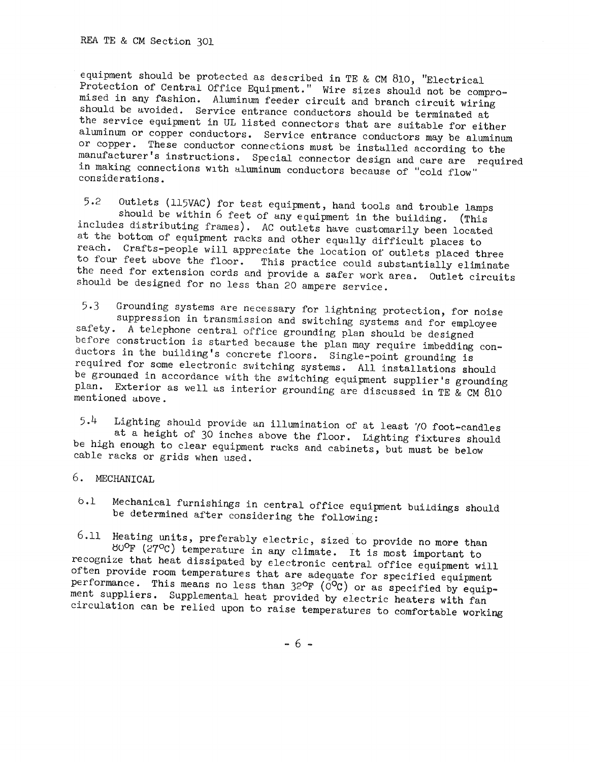equipment should be protected as described in TE & CM 810, "Electrical Protection of Central Office Equipment." Wire sizes should not be compromised in any fashion. Aluminum feeder circuit and branch circuit wiring should be avoided. Service entrance conductors should be terminated at the service equipment in UL listed connectors that are suitable for either aluminum or copper conductors. Service entrance conductors may be aluminum or copper. These conductor connections must be installed according to the manufacturer's instructions. Special connector design and care are required in making connections with aluminum conductors because of "cold flow" considerations.

5.2 Outlets (115VAC) for test equipment, hand tools and trouble lamps should be within 6 feet of any equipment in the building. (This includes distributing frames). AC outlets have customarily been located at the bottom of equipment racks and other equally difficult places to reach. Crafts-people will appreciate the location of outlets placed three to four feet above the floor. This practice could substantially eliminate the need for extension cords and provide a safer work area. Outlet circuits should be designed for no less than 20 ampere service.

5.3 Grounding systems are necessary for lightning protection, for noise suppression in transmission and switching systems and for employee safety. A telephone central office grounding plan should be designed before construction is started because the plan may require imbedding conductors in the building's concrete floors. Single-point grounding is required for some electronic switching systems. All installations should be grounded in accordance with the switching equipment supplier's grounding plan. Exterior as well as interior grounding are discussed in TE & CM 810 mentioned above.

5.4 Lighting should provide an illumination of at least 70 foot-candles at a height of 30 inches above the floor. Lighting fixtures should be high enough to clear equipment racks and cabinets, but must be below cable racks or grids when used.

## 6. MECHANICAL

6.1 Mechanical furnishings in central office equipment buildings should be determined after considering the following:

6.11 Heating units, preferably electric, sized to provide no more than 80°F (27°C) temperature in any climate. It is most important to recognize that heat dissipated by electronic central office equipment will often provide room temperatures that are adequate for specified equipment performance. This means no less than 32°F (0°C) or as specified by equipment suppliers. Supplemental heat provided by electric heaters with fan circulation can be relied upon to raise temperatures to comfortable working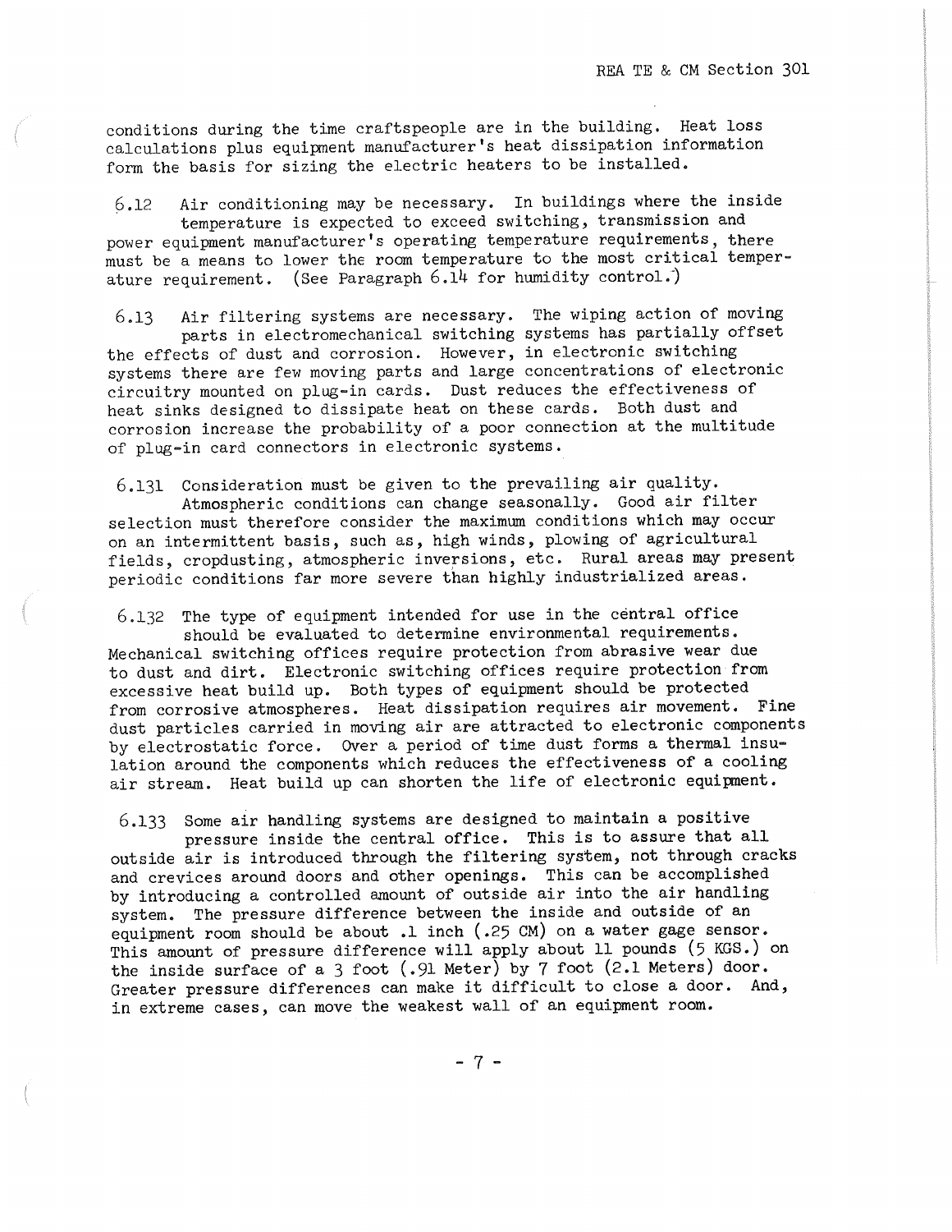conditions during the time craftspeople are in the building. Heat loss calculations plus equipment manufacturer's heat dissipation information form the basis for sizing the electric heaters to be installed.

6.12 Air conditioning may be necessary. In buildings where the inside temperature is expected to exceed switching, transmission and power equipment manufacturer's operating temperature requirements, there must be a means to lower the room temperature to the most critical temperature requirement. (See Paragraph 6.14 for humidity control.)

6.13 Air filtering systems are necessary. The wiping action of moving parts in electromechanical switching systems has partially offset the effects of dust and corrosion. However, in electronic switching systems there are few moving parts and large concentrations of electronic circuitry mounted on plug-in cards. Dust reduces the effectiveness of heat sinks designed to dissipate heat on these cards. Both dust and corrosion increase the probability of a poor connection at the multitude of plug-in card connectors in electronic systems.

6.131 Consideration must be given to the prevailing air quality. Atmospheric conditions can change seasonally. Good air filter selection must therefore consider the maximum conditions which may occur on an intermittent basis, such as, high winds, plowing of agricultural fields, cropdusting, atmospheric inversions, etc. Rural areas may present periodic conditions far more severe than highly industrialized areas.

6.132 The type of equipment intended for use in the central office should be evaluated to determine environmental requirements. Mechanical switching offices require protection from abrasive wear due to dust and dirt. Electronic switching offices require protection from excessive heat build up. Both types of equipment should be protected from corrosive atmospheres. Heat dissipation requires air movement. Fine dust particles carried in moving air are attracted to electronic components by electrostatic force. Over a period of time dust forms a thermal insulation around the components which reduces the effectiveness of a cooling air stream. Heat build up can shorten the life of electronic equipment.

6.133 Some air handling systems are designed to maintain a positive pressure inside the central office. This is to assure that all outside air is introduced through the filtering system, not through cracks and crevices around doors and other openings. This can be accomplished by introducing a controlled amount of outside air into the air handling system. The pressure difference between the inside and outside of an equipment room should be about .1 inch (.25 CM) on a water gage sensor. This amount of pressure difference will apply about 11 pounds (5 KGS.) on the inside surface of a 3 foot (.91 Meter) by 7 foot (2.1 Meters) door. Greater pressure differences can make it difficult to close a door. And, in extreme cases, can move the weakest wall of an equipment room.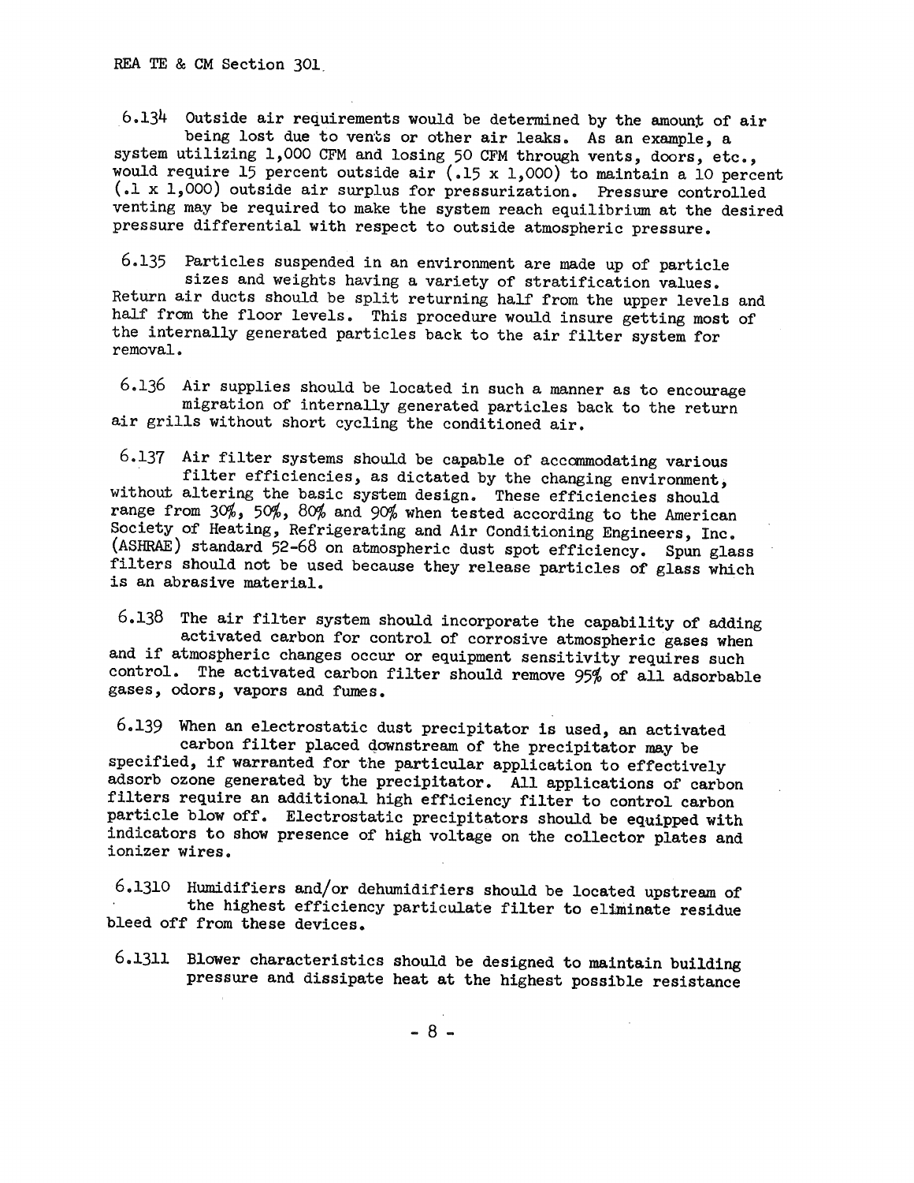6.134 Outside air requirements would be determined by the amount of air being lost due to vents or other air leaks. As an example, a system utilizing 1,000 CFM and losing 50 CFM through vents, doors, etc., would require 15 percent outside air (.15 x 1,000) to maintain a 10 percent (.1 x 1,000) outside air surplus for pressurization. Pressure controlled venting may be required to make the system reach equilibrium at the desired pressure differential with respect to outside atmospheric pressure.

6.135 Particles suspended in an environment are made up of particle sizes and weights having a variety of stratification values. Return air ducts should be split returning half from the upper levels and half from the floor levels. This procedure would insure getting most of the internally generated particles back to the air filter system for removal.

6.136 Air supplies should be located in such a manner as to encourage migration of internally generated particles back to the return air grills without short cycling the conditioned air.

6.137 Air filter systems should be capable of accommodating various filter efficiencies, as dictated by the changing environment, without altering the basic system design. These efficiencies should range from 30%, 50%, 80% and 90% when tested according to the American Society of Heating, Refrigerating and Air Conditioning Engineers, Inc. (ASHRAE) standard 52-68 on atmospheric dust spot efficiency. Spun glass filters should not be used because they release particles of glass which is an abrasive material.

6.138 The air filter system should incorporate the capability of adding activated carbon for control of corrosive atmospheric gases when and if atmospheric changes occur or equipment sensitivity requires such control. The activated carbon filter should remove 95% of all adsorbable gases, odors, vapors and fumes.

6.139 When an electrostatic dust precipitator is used, an activated carbon filter placed downstream of the precipitator may be specified, if warranted for the particular application to effectively adsorb ozone generated by the precipitator. All applications of carbon filters require an additional high efficiency filter to control carbon particle blow off. Electrostatic precipitators should be equipped with indicators to show presence of high voltage on the collector plates and ionizer wires.

6.1310 Humidifiers and/or dehumidifiers should be located upstream of the highest efficiency particulate filter to eliminate residue bleed off from these devices.

6.1311 Blower characteristics should be designed to maintain building pressure and dissipate heat at the highest possible resistance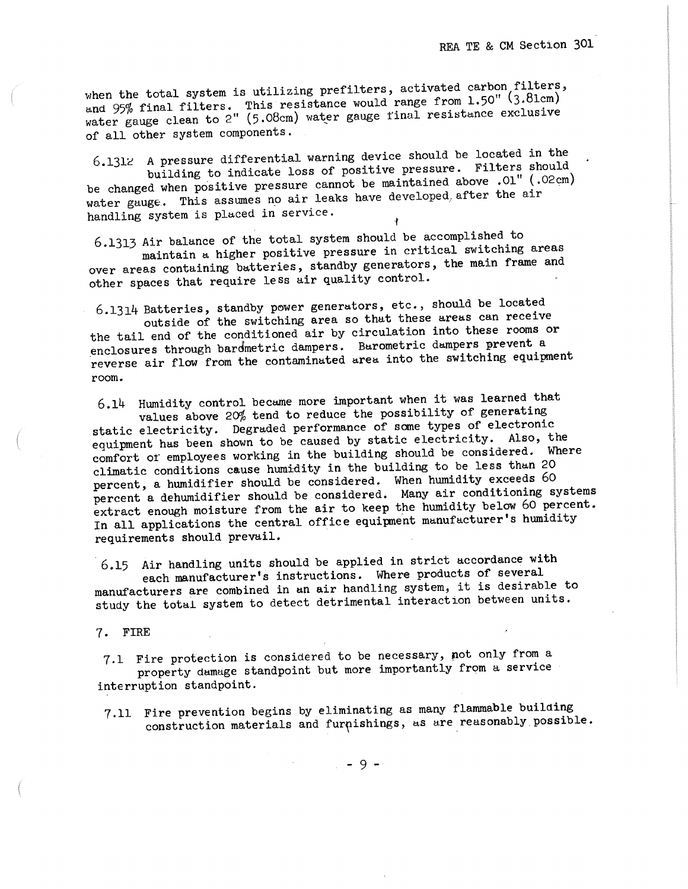when the total system is utilizing prefilters, activated carbon filters, and 95% final filters. This resistance would range from 1.50" (3.81cm) water gauge clean to 2" (5.08cm) water gauge final resistance exclusive of all other system components.

6.1312 A pressure differential warning device should be located in the building to indicate loss of positive pressure. Filters should be changed when positive pressure cannot be maintained above .01" (.02cm) water gauge. This assumes no air leaks have developed after the air handling system is placed in service.

6.1313 Air balance of the total system should be accomplished to maintain a higher positive pressure in critical switching areas over areas containing batteries, standby generators, the main frame and other spaces that require less air quality control.

6.1314 Batteries, standby power generators, etc., should be located outside of the switching area so that these areas can receive the tail end of the conditioned air by circulation into these rooms or enclosures through barometric dampers. Barometric dampers prevent a reverse air flow from the contaminated area into the switching equipment room.

6.14 Humidity control became more important when it was learned that values above 20% tend to reduce the possibility of generating static electricity. Degraded performance of some types of electronic equipment has been shown to be caused by static electricity. Also, the comfort of employees working in the building should be considered. Where climatic conditions cause humidity in the building to be less than 20 percent, a humidifier should be considered. When humidity exceeds 60 percent a dehumidifier should be considered. Many air conditioning systems extract enough moisture from the air to keep the humidity below 60 percent. In all applications the central office equipment manufacturer's humidity requirements should prevail.

6.15 Air handling units should be applied in strict accordance with each manufacturer's instructions. Where products of several manufacturers are combined in an air handling system, it is desirable to study the total system to detect detrimental interaction between units.

## 7. FIRE

7.1 Fire protection is considered to be necessary, not only from a property damage standpoint but more importantly from a service interruption standpoint.

7.11 Fire prevention begins by eliminating as many flammable building construction materials and furnishings, as are reasonably possible.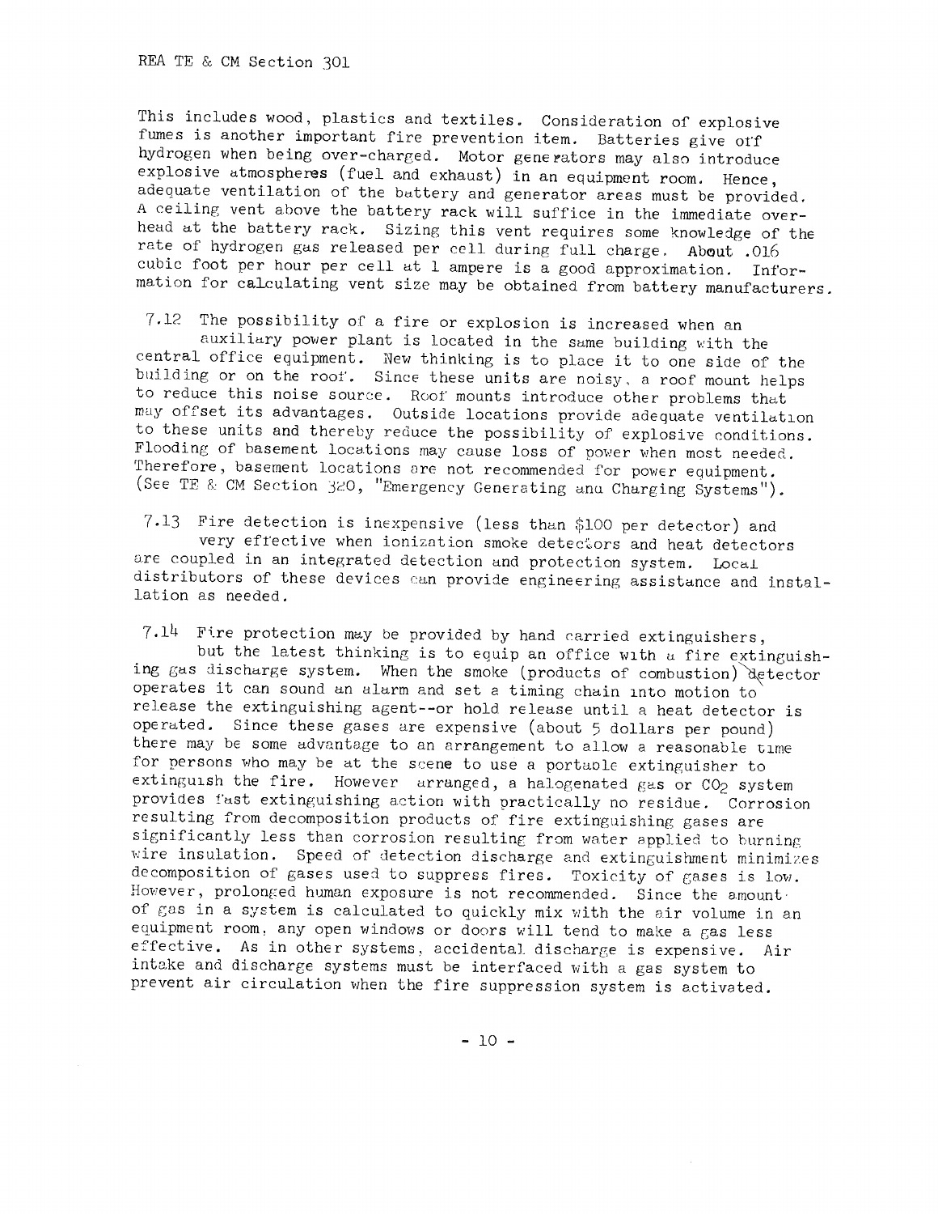This includes wood, plastics and textiles. Consideration of explosive fumes is another important fire prevention item. Batteries give off hydrogen when being over-charged. Motor generators may also introduce explosive atmospheres (fuel and exhaust) in an equipment room. Hence, adequate ventilation of the battery and generator areas must be provided. A ceiling vent above the battery rack will suffice in the immediate overhead at the battery rack. Sizing this vent requires some knowledge of the rate of hydrogen gas released per cell during full charge. About .016 cubic foot per hour per cell at 1 ampere is a good approximation. Information for calculating vent size may be obtained from battery manufacturers.

7.12 The possibility of a fire or explosion is increased when an auxiliary power plant is located in the same building with the central office equipment. New thinking is to place it to one side of the building or on the roof. Since these units are noisy, a roof mount helps to reduce this noise source. Roof mounts introduce other problems that may offset its advantages. Outside locations provide adequate ventilation to these units and thereby reduce the possibility of explosive conditions. Flooding of basement locations may cause loss of power when most needed. Therefore, basement locations are not recommended for power equipment. (See TE & CM Section 320, "Emergency Generating and Charging Systems").

7.13 Fire detection is inexpensive (less than $100 per detector) and very effective when ionization smoke detectors and heat detectors are coupled in an integrated detection and protection system. Local distributors of these devices can provide engineering assistance and installation as needed.

7.14 Fire protection may be provided by hand carried extinguishers, but the latest thinking is to equip an office with a fire extinguishing gas discharge system. When the smoke (products of combustion) detector operates it can sound an alarm and set a timing chain into motion to release the extinguishing agent--or hold release until a heat detector is operated. Since these gases are expensive (about 5 dollars per pound) there may be some advantage to an arrangement to allow a reasonable time for persons who may be at the scene to use a portable extinguisher to extinguish the fire. However arranged, a halogenated gas or $CO_2$ system provides fast extinguishing action with practically no residue. Corrosion resulting from decomposition products of fire extinguishing gases are significantly less than corrosion resulting from water applied to burning wire insulation. Speed of detection discharge and extinguishment minimizes decomposition of gases used to suppress fires. Toxicity of gases is low. However, prolonged human exposure is not recommended. Since the amount of gas in a system is calculated to quickly mix with the air volume in an equipment room, any open windows or doors will tend to make a gas less effective. As in other systems, accidental discharge is expensive. Air intake and discharge systems must be interfaced with a gas system to prevent air circulation when the fire suppression system is activated.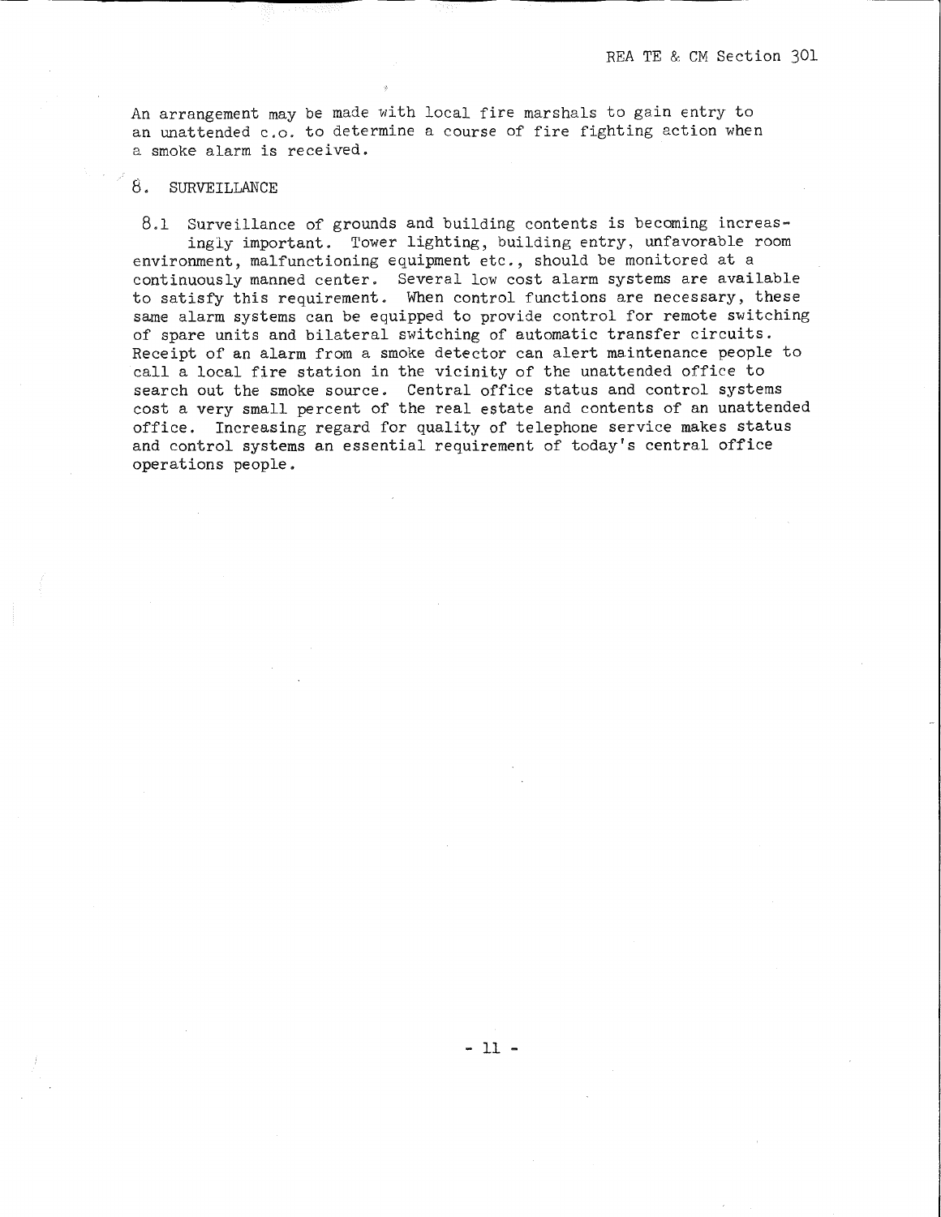An arrangement may be made with local fire marshals to gain entry to an unattended c.o. to determine a course of fire fighting action when a smoke alarm is received.

## 8. SURVEILLANCE

8.1 Surveillance of grounds and building contents is becoming increasingly important. Tower lighting, building entry, unfavorable room environment, malfunctioning equipment etc., should be monitored at a continuously manned center. Several low cost alarm systems are available to satisfy this requirement. When control functions are necessary, these same alarm systems can be equipped to provide control for remote switching of spare units and bilateral switching of automatic transfer circuits. Receipt of an alarm from a smoke detector can alert maintenance people to call a local fire station in the vicinity of the unattended office to search out the smoke source. Central office status and control systems cost a very small percent of the real estate and contents of an unattended office. Increasing regard for quality of telephone service makes status and control systems an essential requirement of today's central office operations people.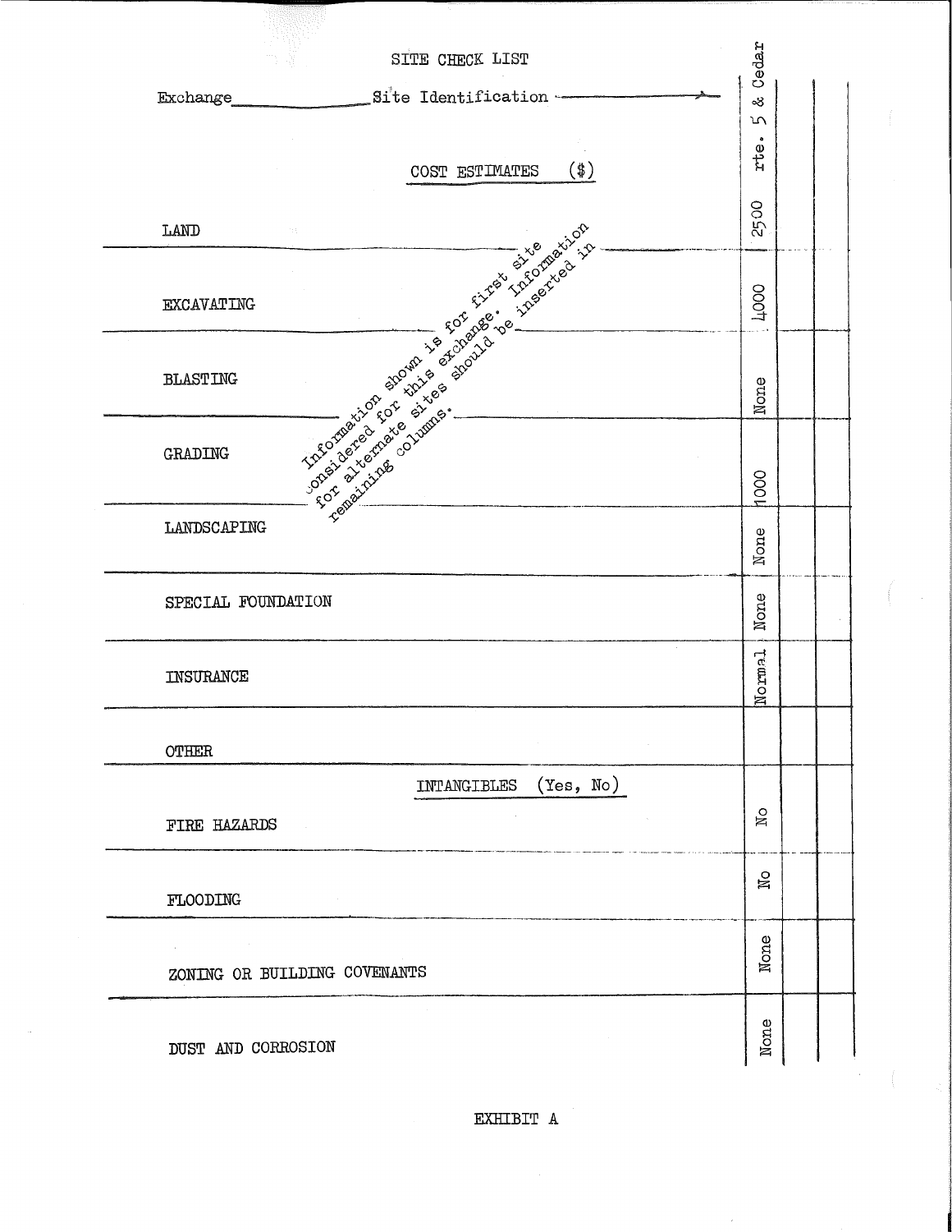## SITE CHECK LIST

Exchange\_\_\_\_\_\_\_\_\_\_\_\_ Site Identification →

*Information shown is for first site considered for this exchange. Information for alternate sites should be inserted in remaining columns.*

| | rte. 5 & Cedar | | |
|---|---|---|---|
| **COST ESTIMATES ($)** | | | |
| LAND | 2500 | | |
| EXCAVATING | 4000 | | |
| BLASTING | None | | |
| GRADING | 1000 | | |
| LANDSCAPING | None | | |
| SPECIAL FOUNDATION | None | | |
| INSURANCE | Normal | | |
| OTHER | | | |
| **INTANGIBLES (Yes, No)** | | | |
| FIRE HAZARDS | No | | |
| FLOODING | No | | |
| ZONING OR BUILDING COVENANTS | None | | |
| DUST AND CORROSION | None | | |

EXHIBIT A